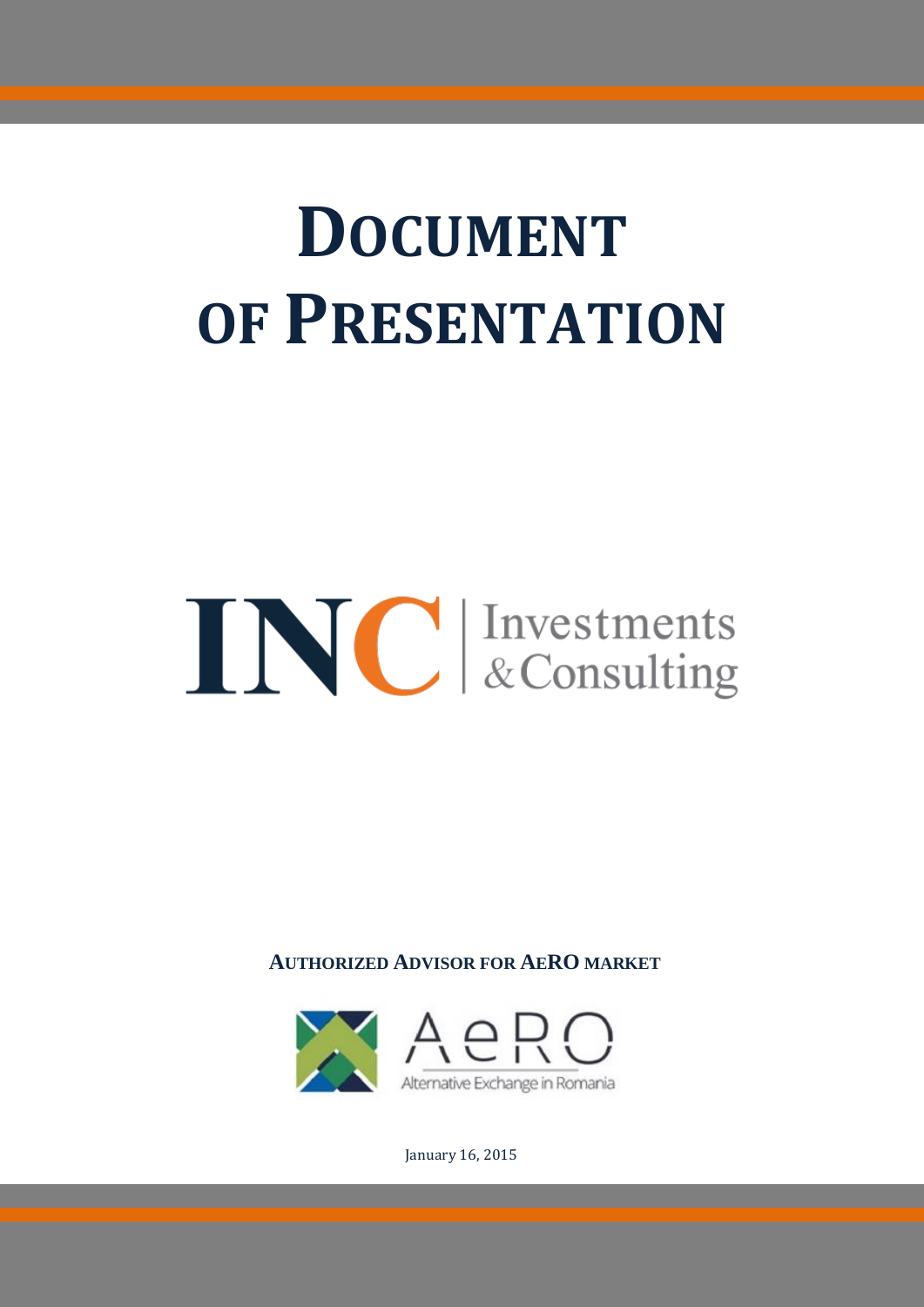# DOCUMENT OF PRESENTATION

INC Investments & Consulting

**AUTHORIZED ADVISOR FOR AERO MARKET**

AeRO Alternative Exchange in Romania

January 16, 2015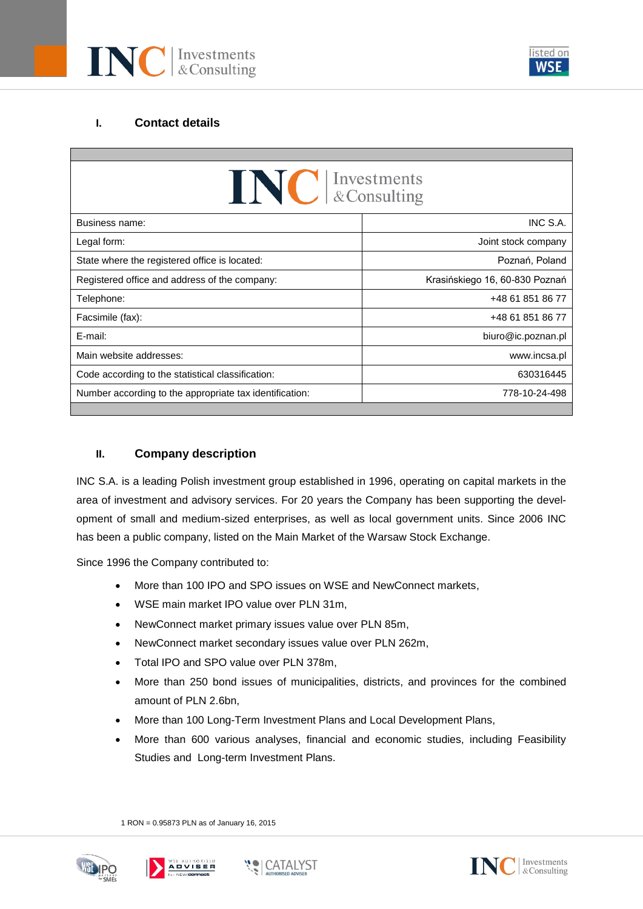## I. Contact details

| | |
|---|---|
| Business name: | INC S.A. |
| Legal form: | Joint stock company |
| State where the registered office is located: | Poznań, Poland |
| Registered office and address of the company: | Krasińskiego 16, 60-830 Poznań |
| Telephone: | +48 61 851 86 77 |
| Facsimile (fax): | +48 61 851 86 77 |
| E-mail: | biuro@ic.poznan.pl |
| Main website addresses: | www.incsa.pl |
| Code according to the statistical classification: | 630316445 |
| Number according to the appropriate tax identification: | 778-10-24-498 |

## II. Company description

INC S.A. is a leading Polish investment group established in 1996, operating on capital markets in the area of investment and advisory services. For 20 years the Company has been supporting the development of small and medium-sized enterprises, as well as local government units. Since 2006 INC has been a public company, listed on the Main Market of the Warsaw Stock Exchange.

Since 1996 the Company contributed to:

- More than 100 IPO and SPO issues on WSE and NewConnect markets,
- WSE main market IPO value over PLN 31m,
- NewConnect market primary issues value over PLN 85m,
- NewConnect market secondary issues value over PLN 262m,
- Total IPO and SPO value over PLN 378m,
- More than 250 bond issues of municipalities, districts, and provinces for the combined amount of PLN 2.6bn,
- More than 100 Long-Term Investment Plans and Local Development Plans,
- More than 600 various analyses, financial and economic studies, including Feasibility Studies and Long-term Investment Plans.

1 RON = 0.95873 PLN as of January 16, 2015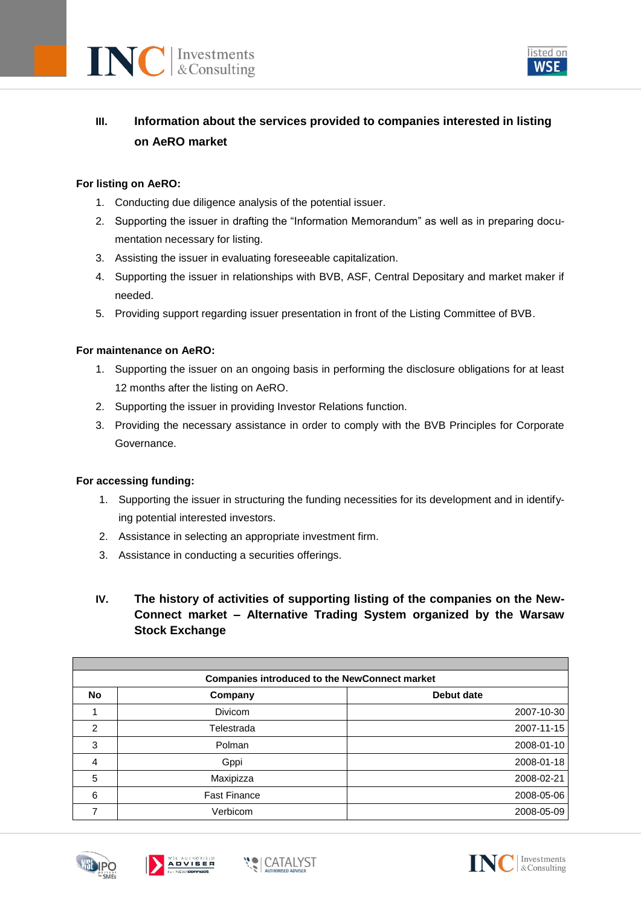## III. Information about the services provided to companies interested in listing on AeRO market

**For listing on AeRO:**

1. Conducting due diligence analysis of the potential issuer.
2. Supporting the issuer in drafting the "Information Memorandum" as well as in preparing documentation necessary for listing.
3. Assisting the issuer in evaluating foreseeable capitalization.
4. Supporting the issuer in relationships with BVB, ASF, Central Depositary and market maker if needed.
5. Providing support regarding issuer presentation in front of the Listing Committee of BVB.

**For maintenance on AeRO:**

1. Supporting the issuer on an ongoing basis in performing the disclosure obligations for at least 12 months after the listing on AeRO.
2. Supporting the issuer in providing Investor Relations function.
3. Providing the necessary assistance in order to comply with the BVB Principles for Corporate Governance.

**For accessing funding:**

1. Supporting the issuer in structuring the funding necessities for its development and in identifying potential interested investors.
2. Assistance in selecting an appropriate investment firm.
3. Assistance in conducting a securities offerings.

## IV. The history of activities of supporting listing of the companies on the NewConnect market – Alternative Trading System organized by the Warsaw Stock Exchange

| Companies introduced to the NewConnect market | | |
|---|---|---|
| **No** | **Company** | **Debut date** |
| 1 | Divicom | 2007-10-30 |
| 2 | Telestrada | 2007-11-15 |
| 3 | Polman | 2008-01-10 |
| 4 | Gppi | 2008-01-18 |
| 5 | Maxipizza | 2008-02-21 |
| 6 | Fast Finance | 2008-05-06 |
| 7 | Verbicom | 2008-05-09 |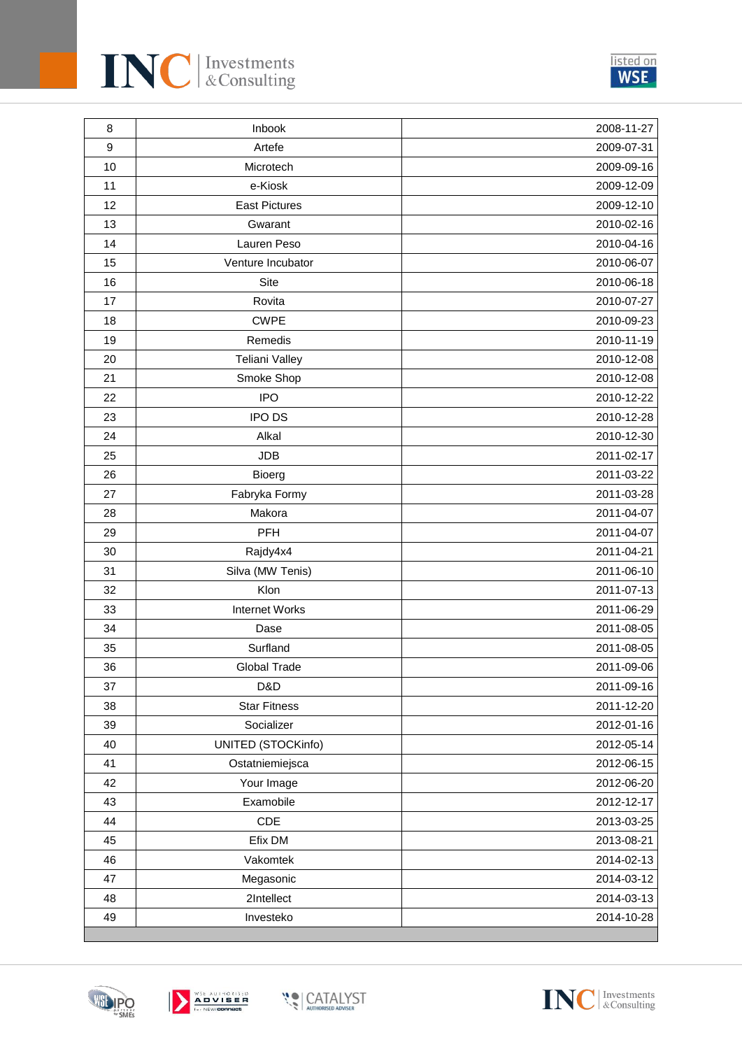| | | |
|---|---|---|
| 8 | Inbook | 2008-11-27 |
| 9 | Artefe | 2009-07-31 |
| 10 | Microtech | 2009-09-16 |
| 11 | e-Kiosk | 2009-12-09 |
| 12 | East Pictures | 2009-12-10 |
| 13 | Gwarant | 2010-02-16 |
| 14 | Lauren Peso | 2010-04-16 |
| 15 | Venture Incubator | 2010-06-07 |
| 16 | Site | 2010-06-18 |
| 17 | Rovita | 2010-07-27 |
| 18 | CWPE | 2010-09-23 |
| 19 | Remedis | 2010-11-19 |
| 20 | Teliani Valley | 2010-12-08 |
| 21 | Smoke Shop | 2010-12-08 |
| 22 | IPO | 2010-12-22 |
| 23 | IPO DS | 2010-12-28 |
| 24 | Alkal | 2010-12-30 |
| 25 | JDB | 2011-02-17 |
| 26 | Bioerg | 2011-03-22 |
| 27 | Fabryka Formy | 2011-03-28 |
| 28 | Makora | 2011-04-07 |
| 29 | PFH | 2011-04-07 |
| 30 | Rajdy4x4 | 2011-04-21 |
| 31 | Silva (MW Tenis) | 2011-06-10 |
| 32 | Klon | 2011-07-13 |
| 33 | Internet Works | 2011-06-29 |
| 34 | Dase | 2011-08-05 |
| 35 | Surfland | 2011-08-05 |
| 36 | Global Trade | 2011-09-06 |
| 37 | D&D | 2011-09-16 |
| 38 | Star Fitness | 2011-12-20 |
| 39 | Socializer | 2012-01-16 |
| 40 | UNITED (STOCKinfo) | 2012-05-14 |
| 41 | Ostatniemiejsca | 2012-06-15 |
| 42 | Your Image | 2012-06-20 |
| 43 | Examobile | 2012-12-17 |
| 44 | CDE | 2013-03-25 |
| 45 | Efix DM | 2013-08-21 |
| 46 | Vakomtek | 2014-02-13 |
| 47 | Megasonic | 2014-03-12 |
| 48 | 2Intellect | 2014-03-13 |
| 49 | Investeko | 2014-10-28 |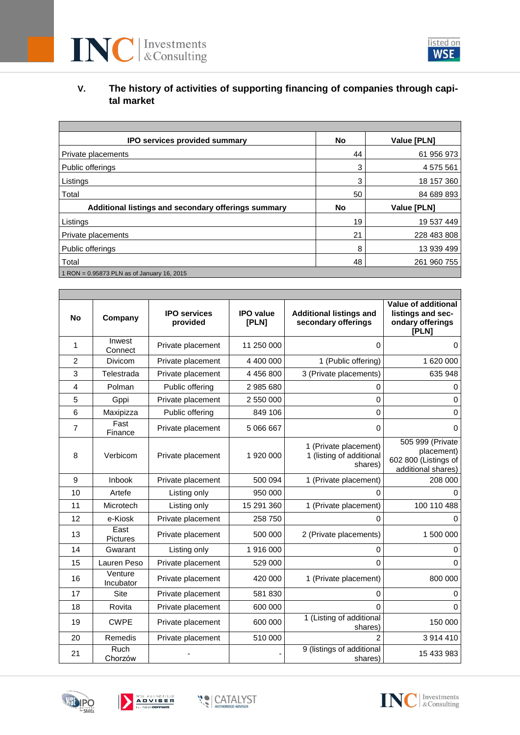## V. The history of activities of supporting financing of companies through capital market

| IPO services provided summary | No | Value [PLN] |
|---|---|---|
| Private placements | 44 | 61 956 973 |
| Public offerings | 3 | 4 575 561 |
| Listings | 3 | 18 157 360 |
| Total | 50 | 84 689 893 |
| **Additional listings and secondary offerings summary** | **No** | **Value [PLN]** |
| Listings | 19 | 19 537 449 |
| Private placements | 21 | 228 483 808 |
| Public offerings | 8 | 13 939 499 |
| Total | 48 | 261 960 755 |

1 RON = 0.95873 PLN as of January 16, 2015

| No | Company | IPO services provided | IPO value [PLN] | Additional listings and secondary offerings | Value of additional listings and secondary offerings [PLN] |
|---|---|---|---|---|---|
| 1 | Inwest Connect | Private placement | 11 250 000 | 0 | 0 |
| 2 | Divicom | Private placement | 4 400 000 | 1 (Public offering) | 1 620 000 |
| 3 | Telestrada | Private placement | 4 456 800 | 3 (Private placements) | 635 948 |
| 4 | Polman | Public offering | 2 985 680 | 0 | 0 |
| 5 | Gppi | Private placement | 2 550 000 | 0 | 0 |
| 6 | Maxipizza | Public offering | 849 106 | 0 | 0 |
| 7 | Fast Finance | Private placement | 5 066 667 | 0 | 0 |
| 8 | Verbicom | Private placement | 1 920 000 | 1 (Private placement) 1 (listing of additional shares) | 505 999 (Private placement) 602 800 (Listings of additional shares) |
| 9 | Inbook | Private placement | 500 094 | 1 (Private placement) | 208 000 |
| 10 | Artefe | Listing only | 950 000 | 0 | 0 |
| 11 | Microtech | Listing only | 15 291 360 | 1 (Private placement) | 100 110 488 |
| 12 | e-Kiosk | Private placement | 258 750 | 0 | 0 |
| 13 | East Pictures | Private placement | 500 000 | 2 (Private placements) | 1 500 000 |
| 14 | Gwarant | Listing only | 1 916 000 | 0 | 0 |
| 15 | Lauren Peso | Private placement | 529 000 | 0 | 0 |
| 16 | Venture Incubator | Private placement | 420 000 | 1 (Private placement) | 800 000 |
| 17 | Site | Private placement | 581 830 | 0 | 0 |
| 18 | Rovita | Private placement | 600 000 | 0 | 0 |
| 19 | CWPE | Private placement | 600 000 | 1 (Listing of additional shares) | 150 000 |
| 20 | Remedis | Private placement | 510 000 | 2 | 3 914 410 |
| 21 | Ruch Chorzów | - | - | 9 (listings of additional shares) | 15 433 983 |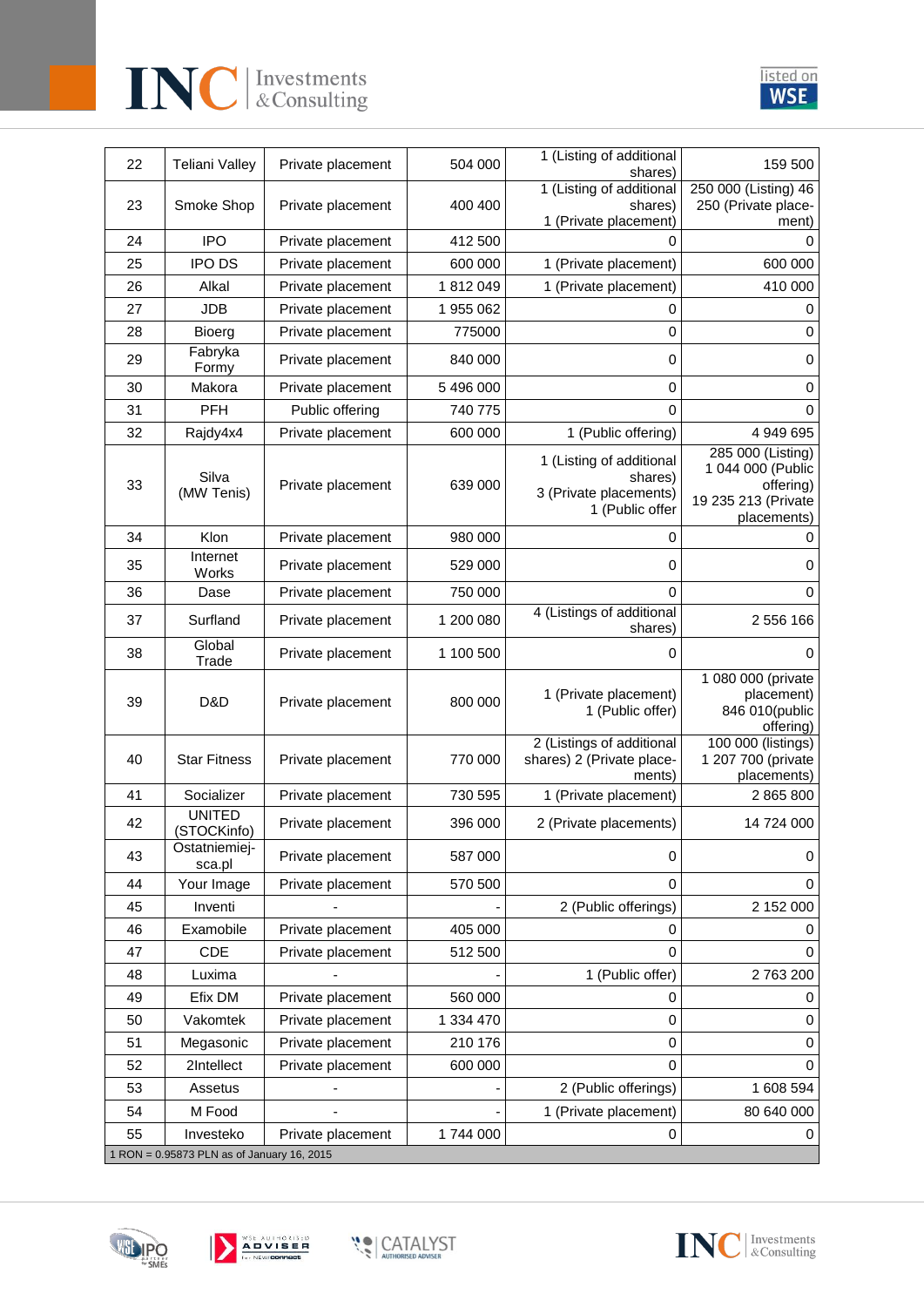| 22 | Teliani Valley | Private placement | 504 000 | 1 (Listing of additional shares) | 159 500 |
|---|---|---|---|---|---|
| 23 | Smoke Shop | Private placement | 400 400 | 1 (Listing of additional shares) 1 (Private placement) | 250 000 (Listing) 46 250 (Private placement) |
| 24 | IPO | Private placement | 412 500 | 0 | 0 |
| 25 | IPO DS | Private placement | 600 000 | 1 (Private placement) | 600 000 |
| 26 | Alkal | Private placement | 1 812 049 | 1 (Private placement) | 410 000 |
| 27 | JDB | Private placement | 1 955 062 | 0 | 0 |
| 28 | Bioerg | Private placement | 775000 | 0 | 0 |
| 29 | Fabryka Formy | Private placement | 840 000 | 0 | 0 |
| 30 | Makora | Private placement | 5 496 000 | 0 | 0 |
| 31 | PFH | Public offering | 740 775 | 0 | 0 |
| 32 | Rajdy4x4 | Private placement | 600 000 | 1 (Public offering) | 4 949 695 |
| 33 | Silva (MW Tenis) | Private placement | 639 000 | 1 (Listing of additional shares) 3 (Private placements) 1 (Public offer | 285 000 (Listing) 1 044 000 (Public offering) 19 235 213 (Private placements) |
| 34 | Klon | Private placement | 980 000 | 0 | 0 |
| 35 | Internet Works | Private placement | 529 000 | 0 | 0 |
| 36 | Dase | Private placement | 750 000 | 0 | 0 |
| 37 | Surfland | Private placement | 1 200 080 | 4 (Listings of additional shares) | 2 556 166 |
| 38 | Global Trade | Private placement | 1 100 500 | 0 | 0 |
| 39 | D&D | Private placement | 800 000 | 1 (Private placement) 1 (Public offer) | 1 080 000 (private placement) 846 010(public offering) |
| 40 | Star Fitness | Private placement | 770 000 | 2 (Listings of additional shares) 2 (Private placements) | 100 000 (listings) 1 207 700 (private placements) |
| 41 | Socializer | Private placement | 730 595 | 1 (Private placement) | 2 865 800 |
| 42 | UNITED (STOCKinfo) | Private placement | 396 000 | 2 (Private placements) | 14 724 000 |
| 43 | Ostatniemiejsca.pl | Private placement | 587 000 | 0 | 0 |
| 44 | Your Image | Private placement | 570 500 | 0 | 0 |
| 45 | Inventi | - | - | 2 (Public offerings) | 2 152 000 |
| 46 | Examobile | Private placement | 405 000 | 0 | 0 |
| 47 | CDE | Private placement | 512 500 | 0 | 0 |
| 48 | Luxima | - | - | 1 (Public offer) | 2 763 200 |
| 49 | Efix DM | Private placement | 560 000 | 0 | 0 |
| 50 | Vakomtek | Private placement | 1 334 470 | 0 | 0 |
| 51 | Megasonic | Private placement | 210 176 | 0 | 0 |
| 52 | 2Intellect | Private placement | 600 000 | 0 | 0 |
| 53 | Assetus | - | - | 2 (Public offerings) | 1 608 594 |
| 54 | M Food | - | - | 1 (Private placement) | 80 640 000 |
| 55 | Investeko | Private placement | 1 744 000 | 0 | 0 |

1 RON = 0.95873 PLN as of January 16, 2015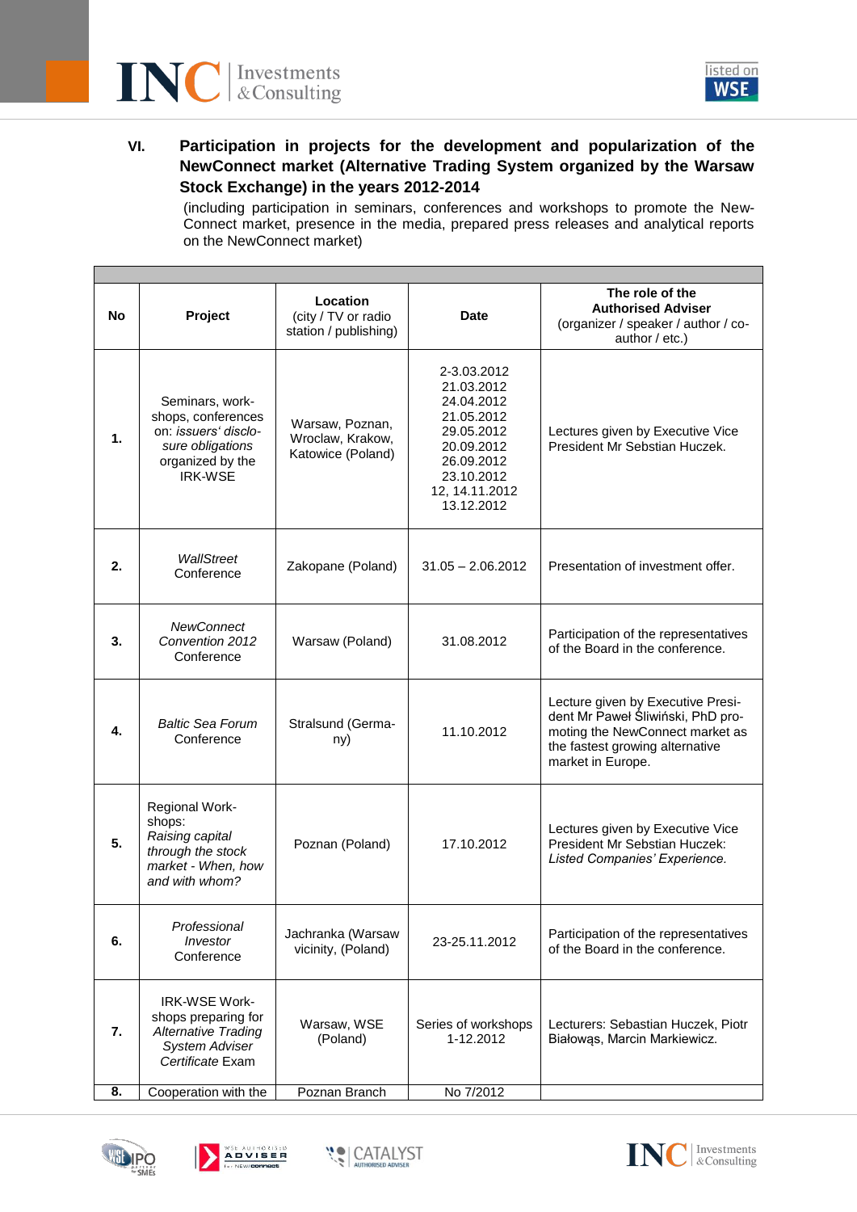## VI. Participation in projects for the development and popularization of the NewConnect market (Alternative Trading System organized by the Warsaw Stock Exchange) in the years 2012-2014

(including participation in seminars, conferences and workshops to promote the New-Connect market, presence in the media, prepared press releases and analytical reports on the NewConnect market)

| No | Project | Location (city / TV or radio station / publishing) | Date | The role of the Authorised Adviser (organizer / speaker / author / co-author / etc.) |
|---|---|---|---|---|
| 1. | Seminars, work-shops, conferences on: *issuers' disclo-sure obligations* organized by the IRK-WSE | Warsaw, Poznan, Wroclaw, Krakow, Katowice (Poland) | 2-3.03.2012<br>21.03.2012<br>24.04.2012<br>21.05.2012<br>29.05.2012<br>20.09.2012<br>26.09.2012<br>23.10.2012<br>12, 14.11.2012<br>13.12.2012 | Lectures given by Executive Vice President Mr Sebstian Huczek. |
| 2. | *WallStreet* Conference | Zakopane (Poland) | 31.05 – 2.06.2012 | Presentation of investment offer. |
| 3. | *NewConnect Convention 2012* Conference | Warsaw (Poland) | 31.08.2012 | Participation of the representatives of the Board in the conference. |
| 4. | *Baltic Sea Forum* Conference | Stralsund (Germa-ny) | 11.10.2012 | Lecture given by Executive Presi-dent Mr Paweł Śliwiński, PhD pro-moting the NewConnect market as the fastest growing alternative market in Europe. |
| 5. | Regional Work-shops: *Raising capital through the stock market - When, how and with whom?* | Poznan (Poland) | 17.10.2012 | Lectures given by Executive Vice President Mr Sebstian Huczek: *Listed Companies' Experience.* |
| 6. | *Professional Investor* Conference | Jachranka (Warsaw vicinity, (Poland) | 23-25.11.2012 | Participation of the representatives of the Board in the conference. |
| 7. | IRK-WSE Work-shops preparing for *Alternative Trading System Adviser Certificate* Exam | Warsaw, WSE (Poland) | Series of workshops 1-12.2012 | Lecturers: Sebastian Huczek, Piotr Białowąs, Marcin Markiewicz. |
| 8. | Cooperation with the | Poznan Branch | No 7/2012 | |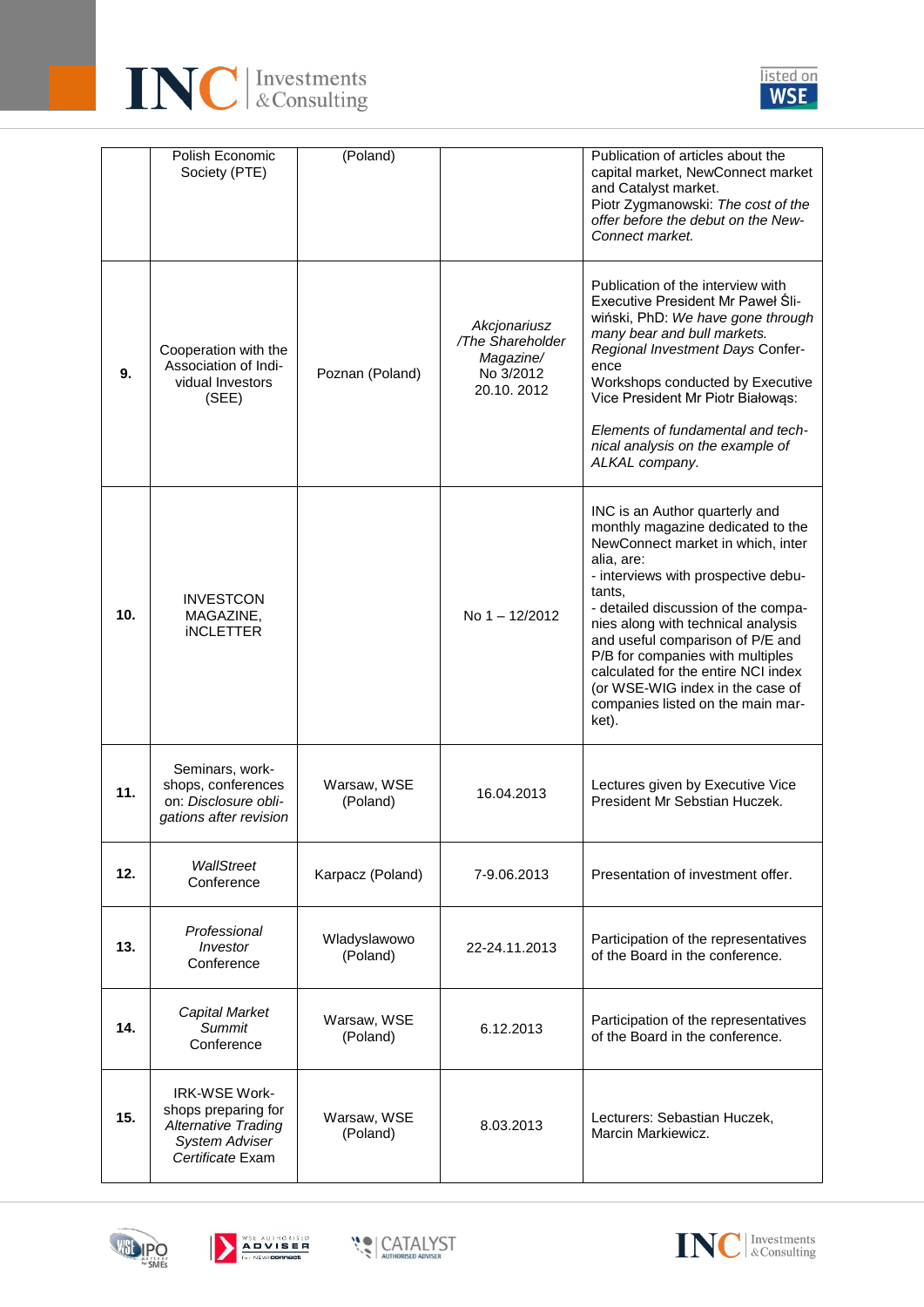| | | | | |
|---|---|---|---|---|
| | Polish Economic Society (PTE) | (Poland) | | Publication of articles about the capital market, NewConnect market and Catalyst market.<br>Piotr Zygmanowski: *The cost of the offer before the debut on the New-Connect market.* |
| **9.** | Cooperation with the Association of Individual Investors (SEE) | Poznan (Poland) | *Akcjonariusz /The Shareholder Magazine/* No 3/2012 20.10. 2012 | Publication of the interview with Executive President Mr Paweł Śliwiński, PhD: *We have gone through many bear and bull markets.*<br>*Regional Investment Days* Conference<br>Workshops conducted by Executive Vice President Mr Piotr Białowąs:<br><br>*Elements of fundamental and technical analysis on the example of ALKAL company.* |
| **10.** | INVESTCON MAGAZINE, iNCLETTER | | No 1 – 12/2012 | INC is an Author quarterly and monthly magazine dedicated to the NewConnect market in which, inter alia, are:<br>- interviews with prospective debutants,<br>- detailed discussion of the companies along with technical analysis and useful comparison of P/E and P/B for companies with multiples calculated for the entire NCI index (or WSE-WIG index in the case of companies listed on the main market). |
| **11.** | Seminars, workshops, conferences on: *Disclosure obligations after revision* | Warsaw, WSE (Poland) | 16.04.2013 | Lectures given by Executive Vice President Mr Sebstian Huczek. |
| **12.** | *WallStreet* Conference | Karpacz (Poland) | 7-9.06.2013 | Presentation of investment offer. |
| **13.** | *Professional Investor* Conference | Wladyslawowo (Poland) | 22-24.11.2013 | Participation of the representatives of the Board in the conference. |
| **14.** | *Capital Market Summit* Conference | Warsaw, WSE (Poland) | 6.12.2013 | Participation of the representatives of the Board in the conference. |
| **15.** | IRK-WSE Workshops preparing for *Alternative Trading System Adviser Certificate* Exam | Warsaw, WSE (Poland) | 8.03.2013 | Lecturers: Sebastian Huczek, Marcin Markiewicz. |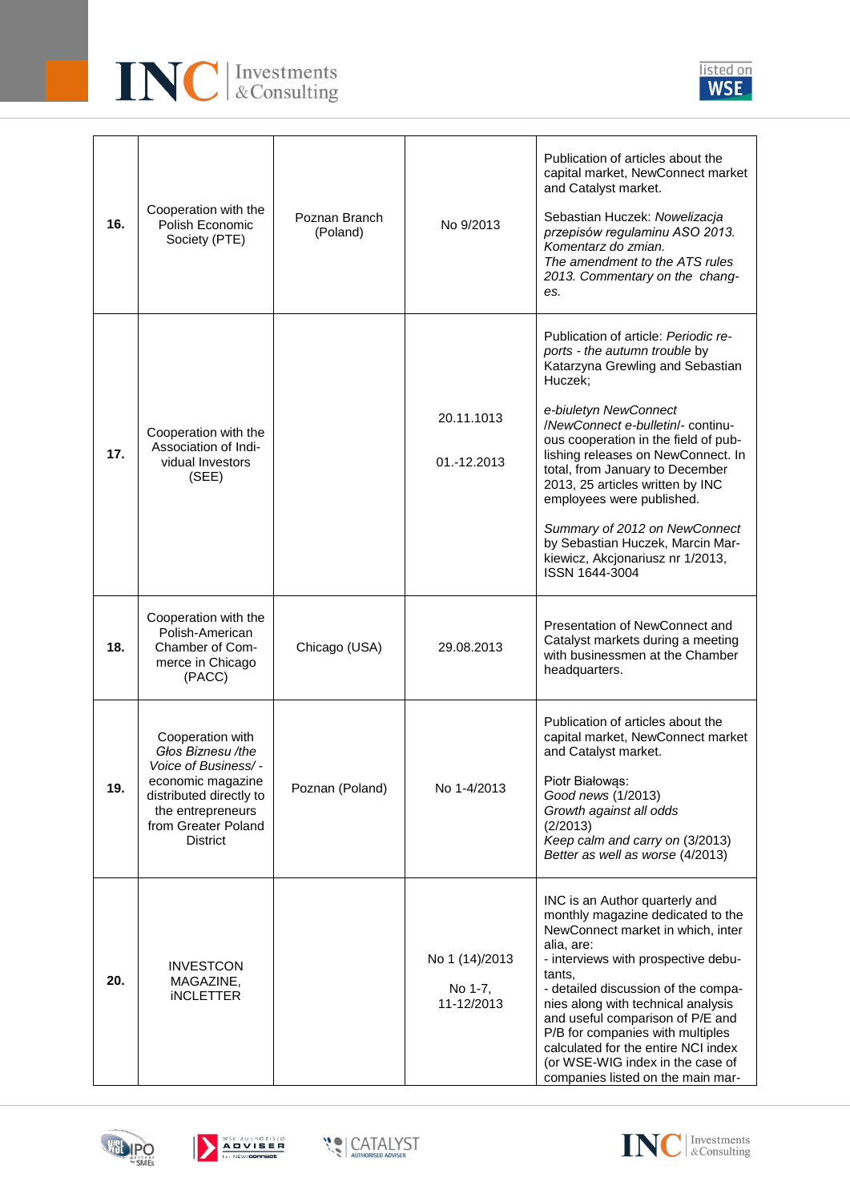| | | | | |
|---|---|---|---|---|
| **16.** | Cooperation with the Polish Economic Society (PTE) | Poznan Branch (Poland) | No 9/2013 | Publication of articles about the capital market, NewConnect market and Catalyst market.<br><br>Sebastian Huczek: *Nowelizacja przepisów regulaminu ASO 2013. Komentarz do zmian.* *The amendment to the ATS rules 2013. Commentary on the changes.* |
| **17.** | Cooperation with the Association of Individual Investors (SEE) | | 20.11.1013<br><br>01.-12.2013 | Publication of article: *Periodic reports - the autumn trouble* by Katarzyna Grewling and Sebastian Huczek;<br><br>*e-biuletyn NewConnect /NewConnect e-bulletin/*- continuous cooperation in the field of publishing releases on NewConnect. In total, from January to December 2013, 25 articles written by INC employees were published.<br><br>*Summary of 2012 on NewConnect* by Sebastian Huczek, Marcin Markiewicz, Akcjonariusz nr 1/2013, ISSN 1644-3004 |
| **18.** | Cooperation with the Polish-American Chamber of Commerce in Chicago (PACC) | Chicago (USA) | 29.08.2013 | Presentation of NewConnect and Catalyst markets during a meeting with businessmen at the Chamber headquarters. |
| **19.** | Cooperation with *Głos Biznesu /the Voice of Business/* - economic magazine distributed directly to the entrepreneurs from Greater Poland District | Poznan (Poland) | No 1-4/2013 | Publication of articles about the capital market, NewConnect market and Catalyst market.<br><br>Piotr Białowąs:<br>*Good news* (1/2013)<br>*Growth against all odds* (2/2013)<br>*Keep calm and carry on* (3/2013)<br>*Better as well as worse* (4/2013) |
| **20.** | INVESTCON MAGAZINE, iNCLETTER | | No 1 (14)/2013<br><br>No 1-7, 11-12/2013 | INC is an Author quarterly and monthly magazine dedicated to the NewConnect market in which, inter alia, are:<br>- interviews with prospective debutants,<br>- detailed discussion of the companies along with technical analysis and useful comparison of P/E and P/B for companies with multiples calculated for the entire NCI index (or WSE-WIG index in the case of companies listed on the main mar- |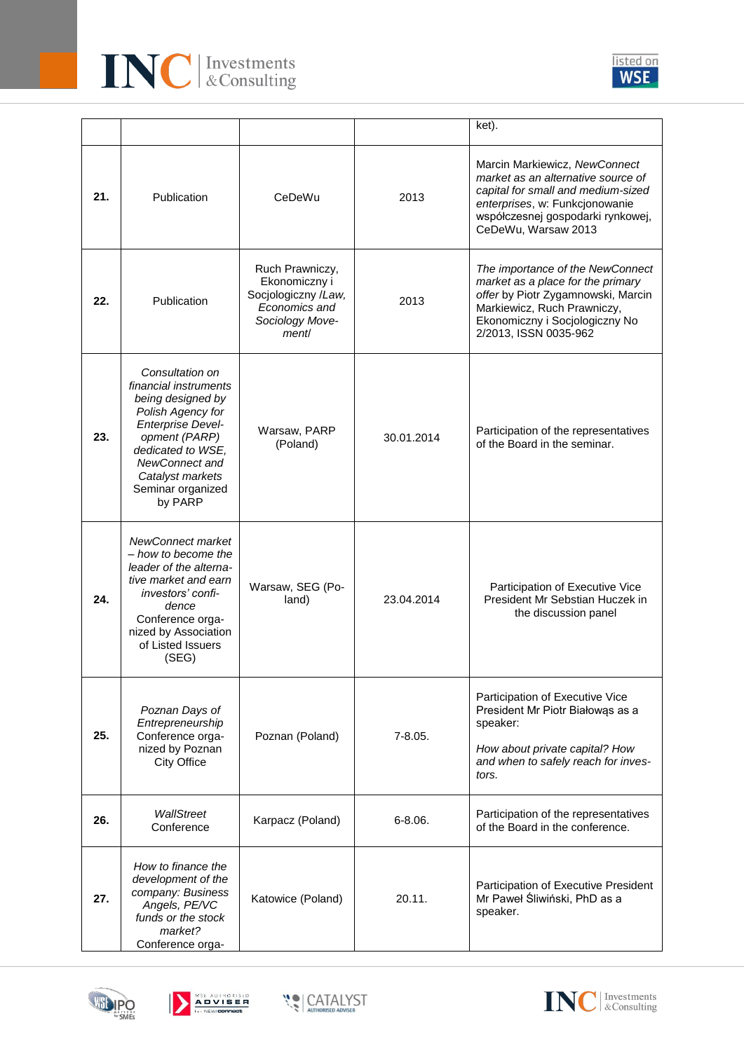|  |  |  |  | ket). |
|---|---|---|---|---|
| **21.** | Publication | CeDeWu | 2013 | Marcin Markiewicz, *NewConnect market as an alternative source of capital for small and medium-sized enterprises*, w: Funkcjonowanie współczesnej gospodarki rynkowej, CeDeWu, Warsaw 2013 |
| **22.** | Publication | Ruch Prawniczy, Ekonomiczny i Socjologiczny /*Law, Economics and Sociology Movement*/ | 2013 | *The importance of the NewConnect market as a place for the primary offer* by Piotr Zygamnowski, Marcin Markiewicz, Ruch Prawniczy, Ekonomiczny i Socjologiczny No 2/2013, ISSN 0035-962 |
| **23.** | *Consultation on financial instruments being designed by Polish Agency for Enterprise Development (PARP) dedicated to WSE, NewConnect and Catalyst markets* Seminar organized by PARP | Warsaw, PARP (Poland) | 30.01.2014 | Participation of the representatives of the Board in the seminar. |
| **24.** | *NewConnect market – how to become the leader of the alternative market and earn investors' confidence* Conference organized by Association of Listed Issuers (SEG) | Warsaw, SEG (Poland) | 23.04.2014 | Participation of Executive Vice President Mr Sebstian Huczek in the discussion panel |
| **25.** | *Poznan Days of Entrepreneurship* Conference organized by Poznan City Office | Poznan (Poland) | 7-8.05. | Participation of Executive Vice President Mr Piotr Białowąs as a speaker: *How about private capital? How and when to safely reach for investors.* |
| **26.** | *WallStreet* Conference | Karpacz (Poland) | 6-8.06. | Participation of the representatives of the Board in the conference. |
| **27.** | *How to finance the development of the company: Business Angels, PE/VC funds or the stock market?* Conference orga- | Katowice (Poland) | 20.11. | Participation of Executive President Mr Paweł Śliwiński, PhD as a speaker. |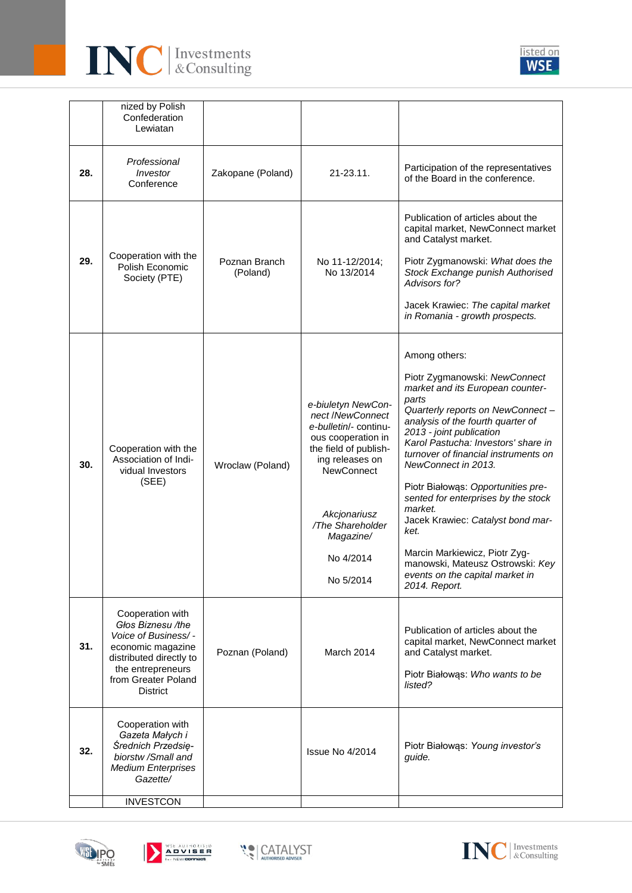| | | | | |
|---|---|---|---|---|
| | nized by Polish Confederation Lewiatan | | | |
| **28.** | *Professional Investor* Conference | Zakopane (Poland) | 21-23.11. | Participation of the representatives of the Board in the conference. |
| **29.** | Cooperation with the Polish Economic Society (PTE) | Poznan Branch (Poland) | No 11-12/2014; No 13/2014 | Publication of articles about the capital market, NewConnect market and Catalyst market.<br><br>Piotr Zygmanowski: *What does the Stock Exchange punish Authorised Advisors for?*<br><br>Jacek Krawiec: *The capital market in Romania - growth prospects.* |
| **30.** | Cooperation with the Association of Individual Investors (SEE) | Wroclaw (Poland) | *e-biuletyn NewConnect /NewConnect e-bulletin/-* continuous cooperation in the field of publishing releases on NewConnect<br><br>*Akcjonariusz /The Shareholder Magazine/*<br><br>No 4/2014<br><br>No 5/2014 | Among others:<br><br>Piotr Zygmanowski: *NewConnect market and its European counterparts*<br>*Quarterly reports on NewConnect – analysis of the fourth quarter of 2013 - joint publication*<br>*Karol Pastucha: Investors' share in turnover of financial instruments on NewConnect in 2013.*<br><br>Piotr Białowąs: *Opportunities presented for enterprises by the stock market.*<br>Jacek Krawiec: *Catalyst bond market.*<br><br>Marcin Markiewicz, Piotr Zygmanowski, Mateusz Ostrowski: *Key events on the capital market in 2014. Report.* |
| **31.** | Cooperation with *Głos Biznesu /the Voice of Business/* - economic magazine distributed directly to the entrepreneurs from Greater Poland District | Poznan (Poland) | March 2014 | Publication of articles about the capital market, NewConnect market and Catalyst market.<br><br>Piotr Białowąs: *Who wants to be listed?* |
| **32.** | Cooperation with *Gazeta Małych i Średnich Przedsiębiorstw /Small and Medium Enterprises Gazette/* | | Issue No 4/2014 | Piotr Białowąs: *Young investor's guide.* |
| | INVESTCON | | | |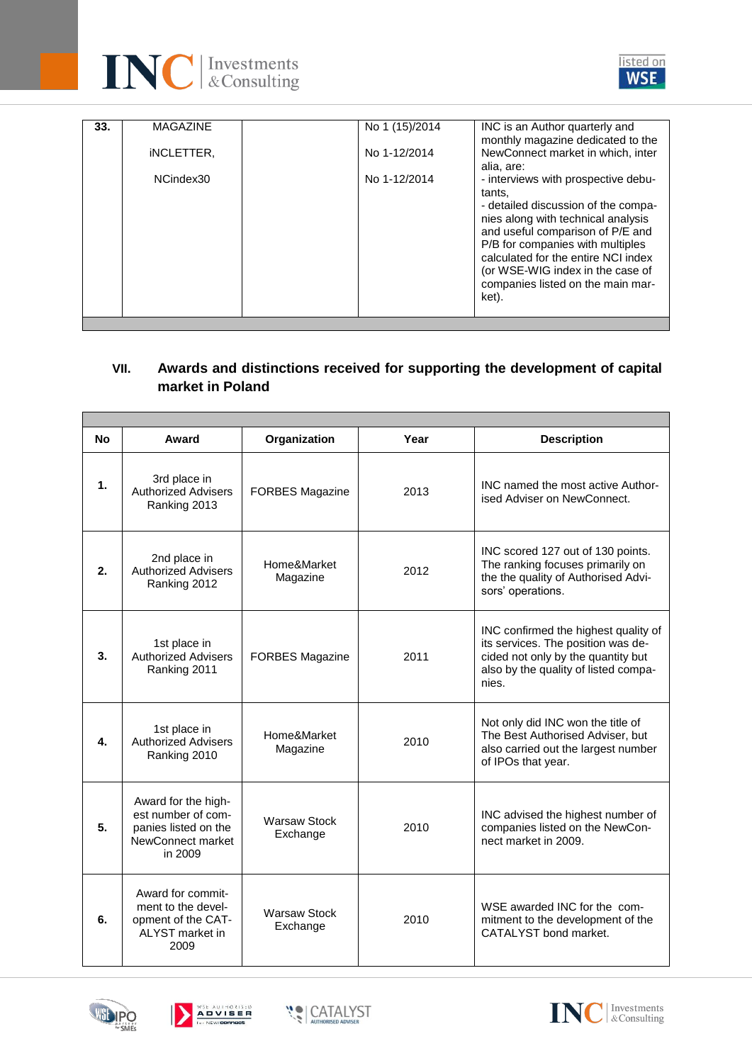| 33. | MAGAZINE<br><br>iNCLETTER,<br><br>NCindex30 | | No 1 (15)/2014<br><br>No 1-12/2014<br><br>No 1-12/2014 | INC is an Author quarterly and monthly magazine dedicated to the NewConnect market in which, inter alia, are:<br>- interviews with prospective debutants,<br>- detailed discussion of the companies along with technical analysis and useful comparison of P/E and P/B for companies with multiples calculated for the entire NCI index (or WSE-WIG index in the case of companies listed on the main market). |
|---|---|---|---|---|

## VII. Awards and distinctions received for supporting the development of capital market in Poland

| No | Award | Organization | Year | Description |
|---|---|---|---|---|
| 1. | 3rd place in Authorized Advisers Ranking 2013 | FORBES Magazine | 2013 | INC named the most active Authorised Adviser on NewConnect. |
| 2. | 2nd place in Authorized Advisers Ranking 2012 | Home&Market Magazine | 2012 | INC scored 127 out of 130 points. The ranking focuses primarily on the the quality of Authorised Advisors' operations. |
| 3. | 1st place in Authorized Advisers Ranking 2011 | FORBES Magazine | 2011 | INC confirmed the highest quality of its services. The position was decided not only by the quantity but also by the quality of listed companies. |
| 4. | 1st place in Authorized Advisers Ranking 2010 | Home&Market Magazine | 2010 | Not only did INC won the title of The Best Authorised Adviser, but also carried out the largest number of IPOs that year. |
| 5. | Award for the highest number of companies listed on the NewConnect market in 2009 | Warsaw Stock Exchange | 2010 | INC advised the highest number of companies listed on the NewConnect market in 2009. |
| 6. | Award for commitment to the development of the CATALYST market in 2009 | Warsaw Stock Exchange | 2010 | WSE awarded INC for the commitment to the development of the CATALYST bond market. |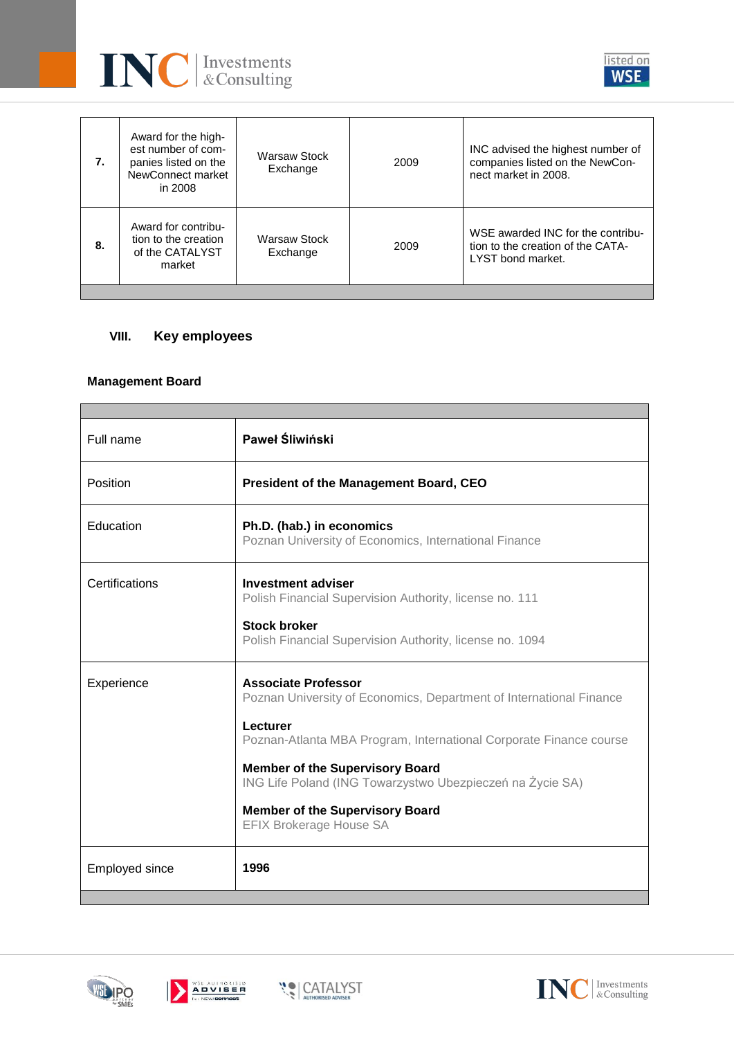| | | | | |
|---|---|---|---|---|
| **7.** | Award for the highest number of companies listed on the NewConnect market in 2008 | Warsaw Stock Exchange | 2009 | INC advised the highest number of companies listed on the NewConnect market in 2008. |
| **8.** | Award for contribution to the creation of the CATALYST market | Warsaw Stock Exchange | 2009 | WSE awarded INC for the contribution to the creation of the CATALYST bond market. |

## VIII. Key employees

### Management Board

| | |
|---|---|
| Full name | **Paweł Śliwiński** |
| Position | **President of the Management Board, CEO** |
| Education | **Ph.D. (hab.) in economics**<br>Poznan University of Economics, International Finance |
| Certifications | **Investment adviser**<br>Polish Financial Supervision Authority, license no. 111<br><br>**Stock broker**<br>Polish Financial Supervision Authority, license no. 1094 |
| Experience | **Associate Professor**<br>Poznan University of Economics, Department of International Finance<br><br>**Lecturer**<br>Poznan-Atlanta MBA Program, International Corporate Finance course<br><br>**Member of the Supervisory Board**<br>ING Life Poland (ING Towarzystwo Ubezpieczeń na Życie SA)<br><br>**Member of the Supervisory Board**<br>EFIX Brokerage House SA |
| Employed since | **1996** |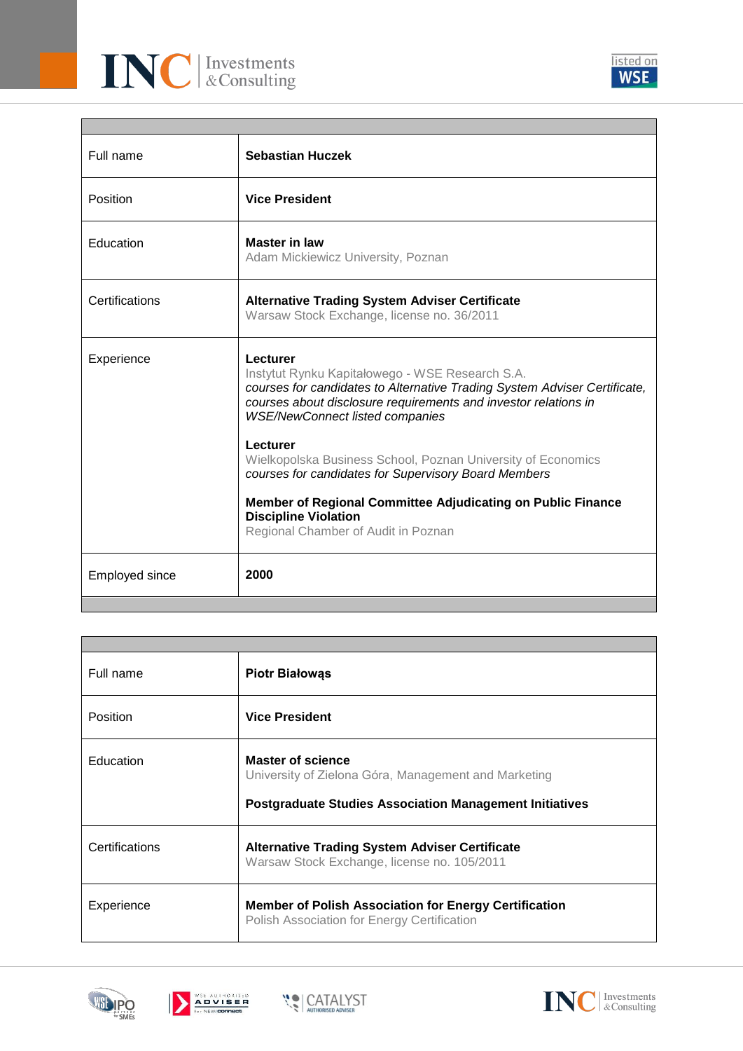| | |
|---|---|
| Full name | **Sebastian Huczek** |
| Position | **Vice President** |
| Education | **Master in law**<br>Adam Mickiewicz University, Poznan |
| Certifications | **Alternative Trading System Adviser Certificate**<br>Warsaw Stock Exchange, license no. 36/2011 |
| Experience | **Lecturer**<br>Instytut Rynku Kapitałowego - WSE Research S.A.<br>*courses for candidates to Alternative Trading System Adviser Certificate, courses about disclosure requirements and investor relations in WSE/NewConnect listed companies*<br><br>**Lecturer**<br>Wielkopolska Business School, Poznan University of Economics<br>*courses for candidates for Supervisory Board Members*<br><br>**Member of Regional Committee Adjudicating on Public Finance Discipline Violation**<br>Regional Chamber of Audit in Poznan |
| Employed since | **2000** |

| | |
|---|---|
| Full name | **Piotr Białowąs** |
| Position | **Vice President** |
| Education | **Master of science**<br>University of Zielona Góra, Management and Marketing<br><br>**Postgraduate Studies Association Management Initiatives** |
| Certifications | **Alternative Trading System Adviser Certificate**<br>Warsaw Stock Exchange, license no. 105/2011 |
| Experience | **Member of Polish Association for Energy Certification**<br>Polish Association for Energy Certification |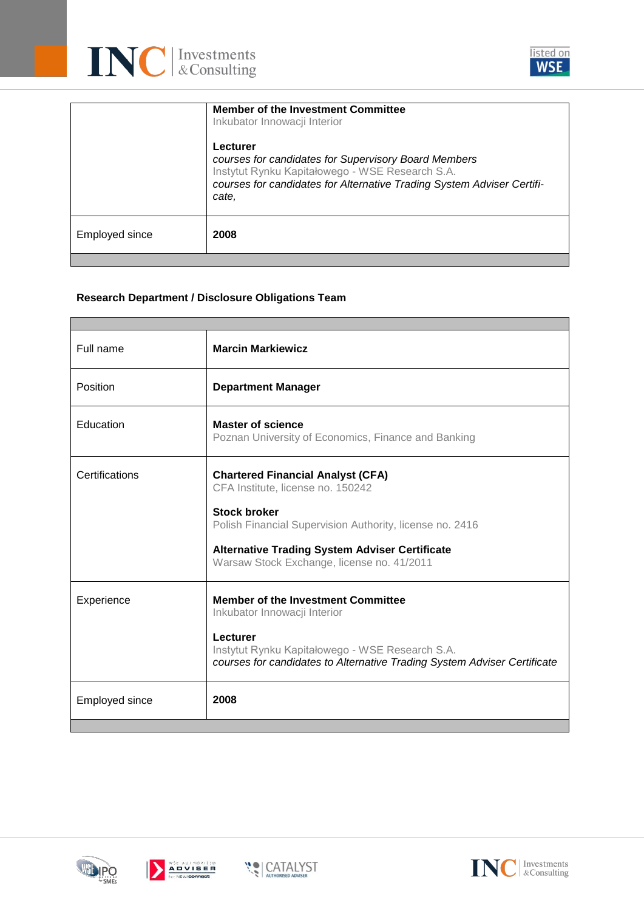| | |
|---|---|
| | **Member of the Investment Committee**<br>Inkubator Innowacji Interior<br><br>**Lecturer**<br>*courses for candidates for Supervisory Board Members*<br>Instytut Rynku Kapitałowego - WSE Research S.A.<br>*courses for candidates for Alternative Trading System Adviser Certificate,* |
| Employed since | **2008** |

**Research Department / Disclosure Obligations Team**

| | |
|---|---|
| Full name | **Marcin Markiewicz** |
| Position | **Department Manager** |
| Education | **Master of science**<br>Poznan University of Economics, Finance and Banking |
| Certifications | **Chartered Financial Analyst (CFA)**<br>CFA Institute, license no. 150242<br><br>**Stock broker**<br>Polish Financial Supervision Authority, license no. 2416<br><br>**Alternative Trading System Adviser Certificate**<br>Warsaw Stock Exchange, license no. 41/2011 |
| Experience | **Member of the Investment Committee**<br>Inkubator Innowacji Interior<br><br>**Lecturer**<br>Instytut Rynku Kapitałowego - WSE Research S.A.<br>*courses for candidates to Alternative Trading System Adviser Certificate* |
| Employed since | **2008** |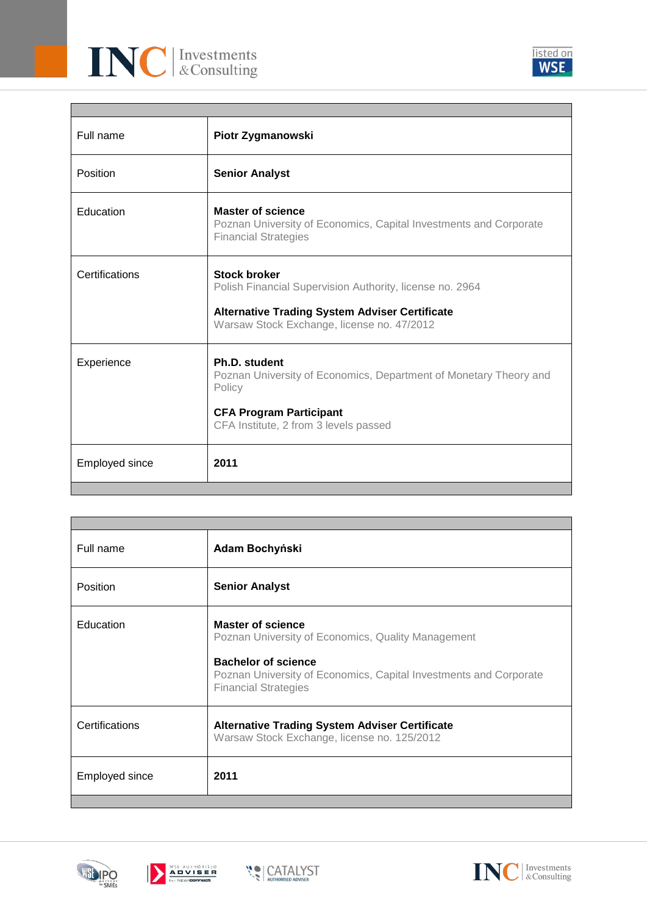| | |
|---|---|
| Full name | **Piotr Zygmanowski** |
| Position | **Senior Analyst** |
| Education | **Master of science**<br>Poznan University of Economics, Capital Investments and Corporate Financial Strategies |
| Certifications | **Stock broker**<br>Polish Financial Supervision Authority, license no. 2964<br><br>**Alternative Trading System Adviser Certificate**<br>Warsaw Stock Exchange, license no. 47/2012 |
| Experience | **Ph.D. student**<br>Poznan University of Economics, Department of Monetary Theory and Policy<br><br>**CFA Program Participant**<br>CFA Institute, 2 from 3 levels passed |
| Employed since | **2011** |

| | |
|---|---|
| Full name | **Adam Bochyński** |
| Position | **Senior Analyst** |
| Education | **Master of science**<br>Poznan University of Economics, Quality Management<br><br>**Bachelor of science**<br>Poznan University of Economics, Capital Investments and Corporate Financial Strategies |
| Certifications | **Alternative Trading System Adviser Certificate**<br>Warsaw Stock Exchange, license no. 125/2012 |
| Employed since | **2011** |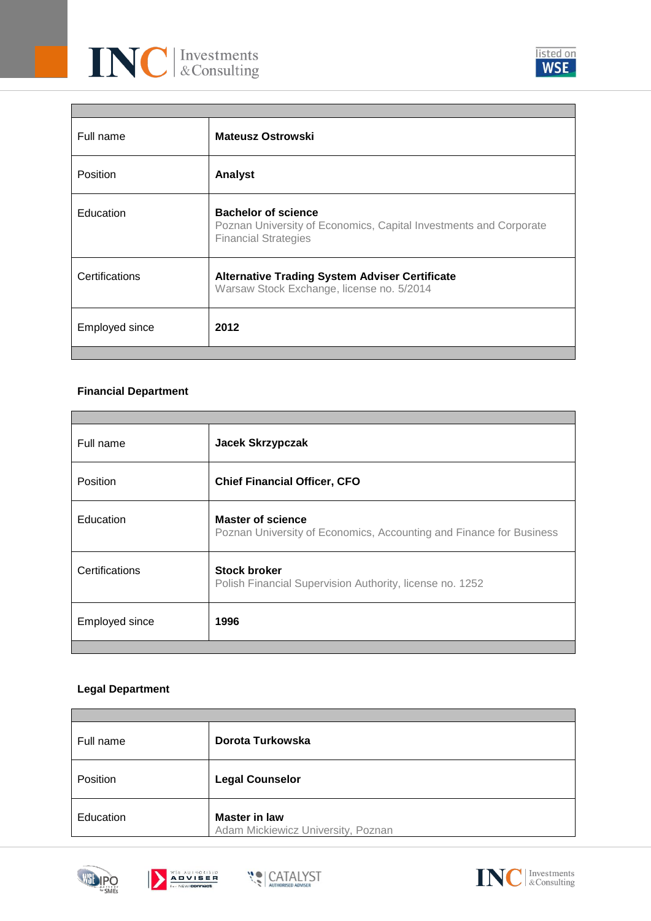| | |
|---|---|
| Full name | **Mateusz Ostrowski** |
| Position | **Analyst** |
| Education | **Bachelor of science**<br>Poznan University of Economics, Capital Investments and Corporate Financial Strategies |
| Certifications | **Alternative Trading System Adviser Certificate**<br>Warsaw Stock Exchange, license no. 5/2014 |
| Employed since | **2012** |

**Financial Department**

| | |
|---|---|
| Full name | **Jacek Skrzypczak** |
| Position | **Chief Financial Officer, CFO** |
| Education | **Master of science**<br>Poznan University of Economics, Accounting and Finance for Business |
| Certifications | **Stock broker**<br>Polish Financial Supervision Authority, license no. 1252 |
| Employed since | **1996** |

**Legal Department**

| | |
|---|---|
| Full name | **Dorota Turkowska** |
| Position | **Legal Counselor** |
| Education | **Master in law**<br>Adam Mickiewicz University, Poznan |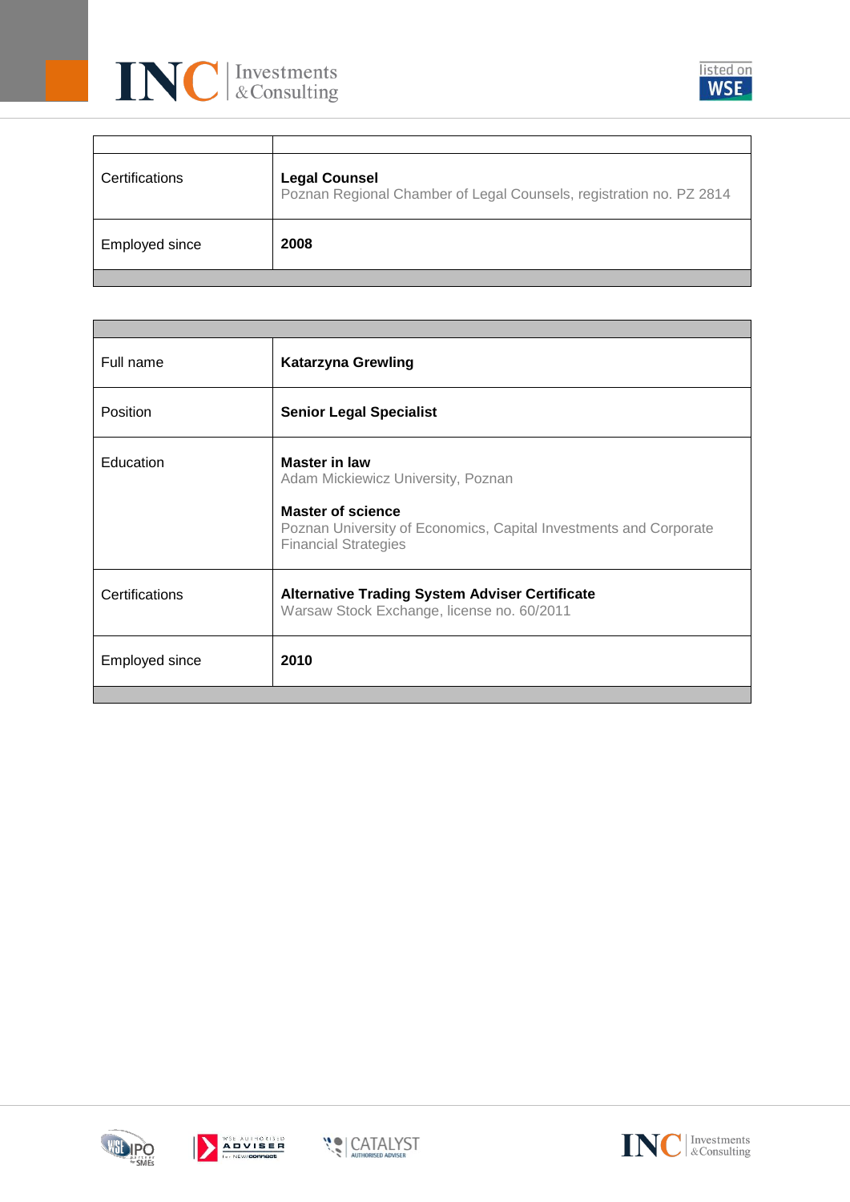| | |
|---|---|
| Certifications | **Legal Counsel**<br>Poznan Regional Chamber of Legal Counsels, registration no. PZ 2814 |
| Employed since | **2008** |

| | |
|---|---|
| Full name | **Katarzyna Grewling** |
| Position | **Senior Legal Specialist** |
| Education | **Master in law**<br>Adam Mickiewicz University, Poznan<br><br>**Master of science**<br>Poznan University of Economics, Capital Investments and Corporate Financial Strategies |
| Certifications | **Alternative Trading System Adviser Certificate**<br>Warsaw Stock Exchange, license no. 60/2011 |
| Employed since | **2010** |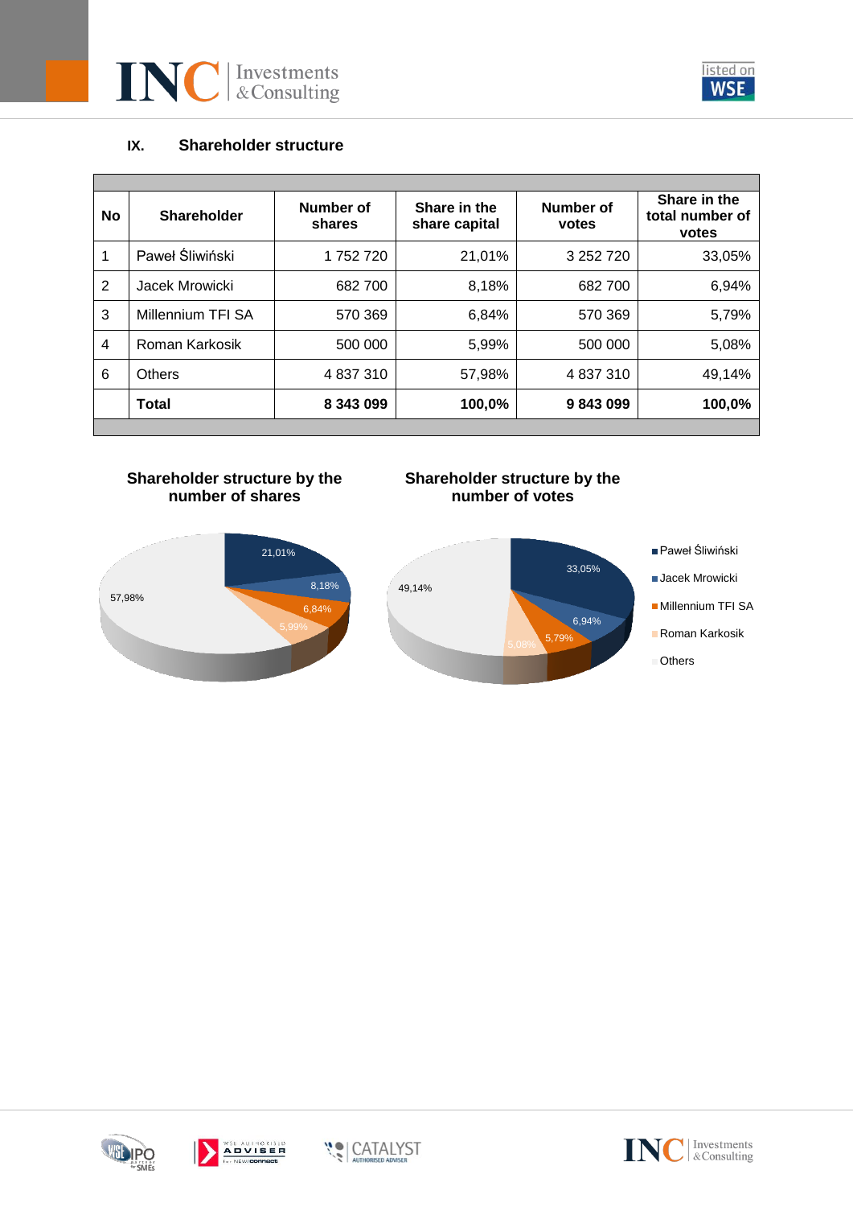## IX. Shareholder structure

| No | Shareholder | Number of shares | Share in the share capital | Number of votes | Share in the total number of votes |
|---|---|---|---|---|---|
| 1 | Paweł Śliwiński | 1 752 720 | 21,01% | 3 252 720 | 33,05% |
| 2 | Jacek Mrowicki | 682 700 | 8,18% | 682 700 | 6,94% |
| 3 | Millennium TFI SA | 570 369 | 6,84% | 570 369 | 5,79% |
| 4 | Roman Karkosik | 500 000 | 5,99% | 500 000 | 5,08% |
| 6 | Others | 4 837 310 | 57,98% | 4 837 310 | 49,14% |
| | **Total** | **8 343 099** | **100,0%** | **9 843 099** | **100,0%** |

**Shareholder structure by the number of shares**

21,01%
8,18%
6,84%
5,99%
57,98%

**Shareholder structure by the number of votes**

33,05%
6,94%
5,79%
5,08%
49,14%

Paweł Śliwiński
Jacek Mrowicki
Millennium TFI SA
Roman Karkosik
Others